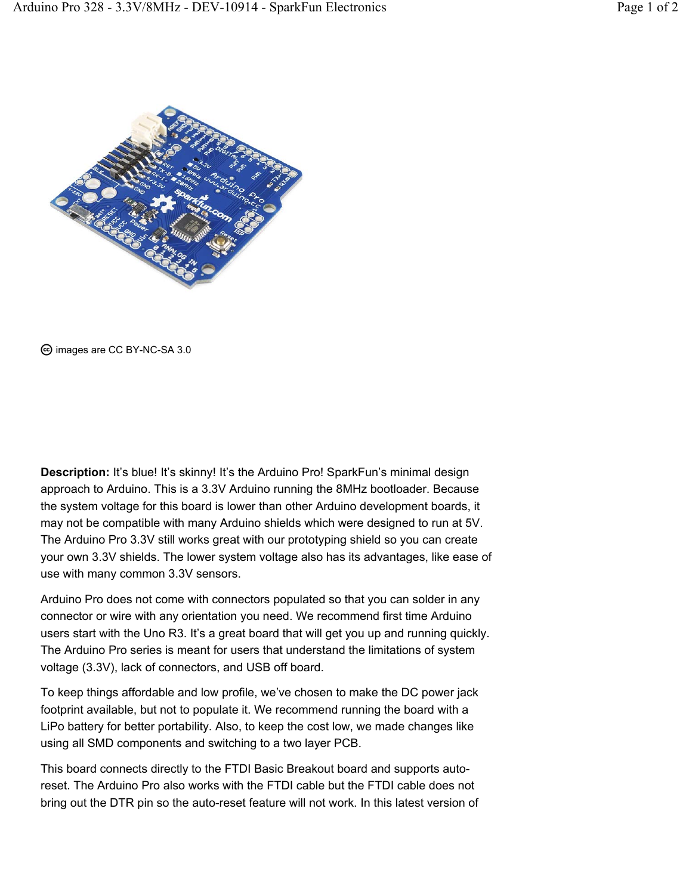images are CC BY-NC-SA 3.0

**Description:** It's blue! It's skinny! It's the Arduino Pro! SparkFun's minimal design approach to Arduino. This is a 3.3V Arduino running the 8MHz bootloader. Because the system voltage for this board is lower than other Arduino development boards, it may not be compatible with many Arduino shields which were designed to run at 5V. The Arduino Pro 3.3V still works great with our prototyping shield so you can create your own 3.3V shields. The lower system voltage also has its advantages, like ease of use with many common 3.3V sensors.

Arduino Pro does not come with connectors populated so that you can solder in any connector or wire with any orientation you need. We recommend first time Arduino users start with the Uno R3. It's a great board that will get you up and running quickly. The Arduino Pro series is meant for users that understand the limitations of system voltage (3.3V), lack of connectors, and USB off board.

To keep things affordable and low profile, we've chosen to make the DC power jack footprint available, but not to populate it. We recommend running the board with a LiPo battery for better portability. Also, to keep the cost low, we made changes like using all SMD components and switching to a two layer PCB.

This board connects directly to the FTDI Basic Breakout board and supports auto-reset. The Arduino Pro also works with the FTDI cable but the FTDI cable does not bring out the DTR pin so the auto-reset feature will not work. In this latest version of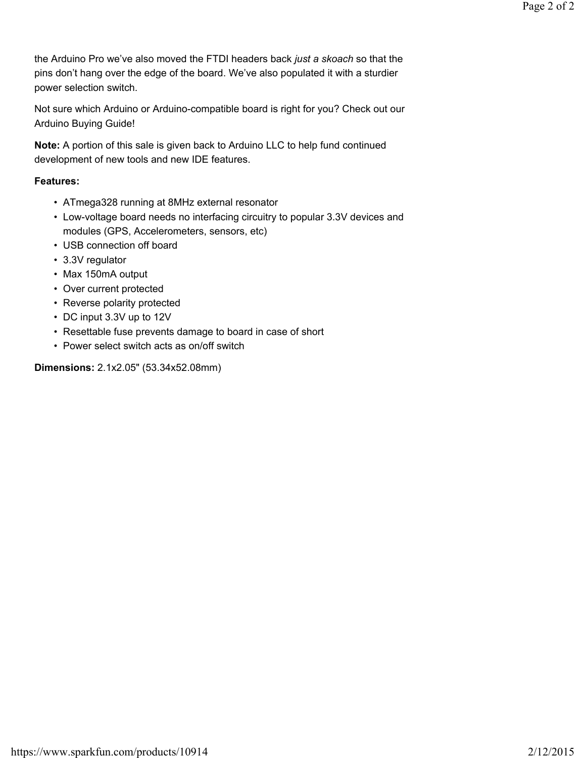the Arduino Pro we’ve also moved the FTDI headers back *just a skoach* so that the pins don’t hang over the edge of the board. We’ve also populated it with a sturdier power selection switch.

Not sure which Arduino or Arduino-compatible board is right for you? Check out our Arduino Buying Guide!

**Note:** A portion of this sale is given back to Arduino LLC to help fund continued development of new tools and new IDE features.

**Features:**

- ATmega328 running at 8MHz external resonator
- Low-voltage board needs no interfacing circuitry to popular 3.3V devices and modules (GPS, Accelerometers, sensors, etc)
- USB connection off board
- 3.3V regulator
- Max 150mA output
- Over current protected
- Reverse polarity protected
- DC input 3.3V up to 12V
- Resettable fuse prevents damage to board in case of short
- Power select switch acts as on/off switch

**Dimensions:** 2.1x2.05" (53.34x52.08mm)